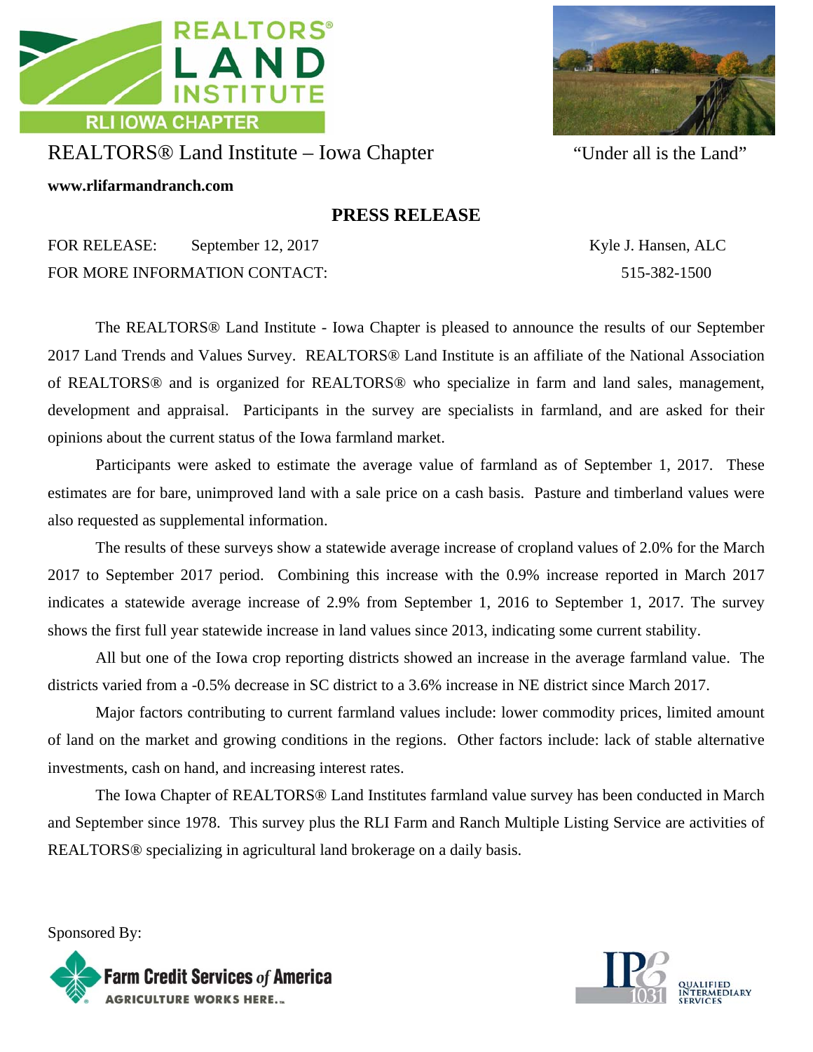REALTORS®
LAND
INSTITUTE
RLI IOWA CHAPTER

# REALTORS® Land Institute – Iowa Chapter

"Under all is the Land"

**www.rlifarmandranch.com**

## PRESS RELEASE

FOR RELEASE: September 12, 2017 — Kyle J. Hansen, ALC

FOR MORE INFORMATION CONTACT: 515-382-1500

The REALTORS® Land Institute - Iowa Chapter is pleased to announce the results of our September 2017 Land Trends and Values Survey. REALTORS® Land Institute is an affiliate of the National Association of REALTORS® and is organized for REALTORS® who specialize in farm and land sales, management, development and appraisal. Participants in the survey are specialists in farmland, and are asked for their opinions about the current status of the Iowa farmland market.

Participants were asked to estimate the average value of farmland as of September 1, 2017. These estimates are for bare, unimproved land with a sale price on a cash basis. Pasture and timberland values were also requested as supplemental information.

The results of these surveys show a statewide average increase of cropland values of 2.0% for the March 2017 to September 2017 period. Combining this increase with the 0.9% increase reported in March 2017 indicates a statewide average increase of 2.9% from September 1, 2016 to September 1, 2017. The survey shows the first full year statewide increase in land values since 2013, indicating some current stability.

All but one of the Iowa crop reporting districts showed an increase in the average farmland value. The districts varied from a -0.5% decrease in SC district to a 3.6% increase in NE district since March 2017.

Major factors contributing to current farmland values include: lower commodity prices, limited amount of land on the market and growing conditions in the regions. Other factors include: lack of stable alternative investments, cash on hand, and increasing interest rates.

The Iowa Chapter of REALTORS® Land Institutes farmland value survey has been conducted in March and September since 1978. This survey plus the RLI Farm and Ranch Multiple Listing Service are activities of REALTORS® specializing in agricultural land brokerage on a daily basis.

Sponsored By:

Farm Credit Services of America — AGRICULTURE WORKS HERE.

IPE 1031 — QUALIFIED INTERMEDIARY SERVICES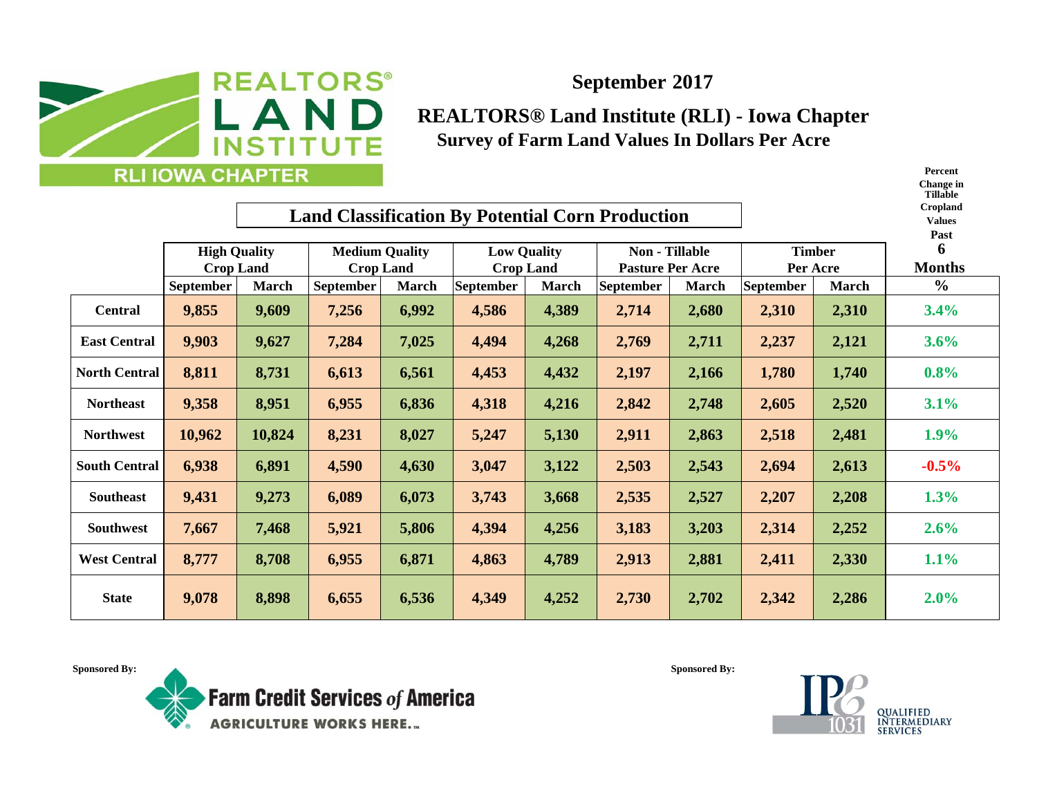REALTORS® LAND INSTITUTE

RLI IOWA CHAPTER

# September 2017

## REALTORS® Land Institute (RLI) - Iowa Chapter

### Survey of Farm Land Values In Dollars Per Acre

**Land Classification By Potential Corn Production**

| | High Quality Crop Land | | Medium Quality Crop Land | | Low Quality Crop Land | | Non - Tillable Pasture Per Acre | | Timber Per Acre | | Percent Change in Tillable Cropland Values Past 6 Months |
|---|---|---|---|---|---|---|---|---|---|---|---|
| | September | March | September | March | September | March | September | March | September | March | % |
| Central | 9,855 | 9,609 | 7,256 | 6,992 | 4,586 | 4,389 | 2,714 | 2,680 | 2,310 | 2,310 | 3.4% |
| East Central | 9,903 | 9,627 | 7,284 | 7,025 | 4,494 | 4,268 | 2,769 | 2,711 | 2,237 | 2,121 | 3.6% |
| North Central | 8,811 | 8,731 | 6,613 | 6,561 | 4,453 | 4,432 | 2,197 | 2,166 | 1,780 | 1,740 | 0.8% |
| Northeast | 9,358 | 8,951 | 6,955 | 6,836 | 4,318 | 4,216 | 2,842 | 2,748 | 2,605 | 2,520 | 3.1% |
| Northwest | 10,962 | 10,824 | 8,231 | 8,027 | 5,247 | 5,130 | 2,911 | 2,863 | 2,518 | 2,481 | 1.9% |
| South Central | 6,938 | 6,891 | 4,590 | 4,630 | 3,047 | 3,122 | 2,503 | 2,543 | 2,694 | 2,613 | -0.5% |
| Southeast | 9,431 | 9,273 | 6,089 | 6,073 | 3,743 | 3,668 | 2,535 | 2,527 | 2,207 | 2,208 | 1.3% |
| Southwest | 7,667 | 7,468 | 5,921 | 5,806 | 4,394 | 4,256 | 3,183 | 3,203 | 2,314 | 2,252 | 2.6% |
| West Central | 8,777 | 8,708 | 6,955 | 6,871 | 4,863 | 4,789 | 2,913 | 2,881 | 2,411 | 2,330 | 1.1% |
| State | 9,078 | 8,898 | 6,655 | 6,536 | 4,349 | 4,252 | 2,730 | 2,702 | 2,342 | 2,286 | 2.0% |

Sponsored By: Farm Credit Services of America — AGRICULTURE WORKS HERE.

Sponsored By: IPE 1031 QUALIFIED INTERMEDIARY SERVICES